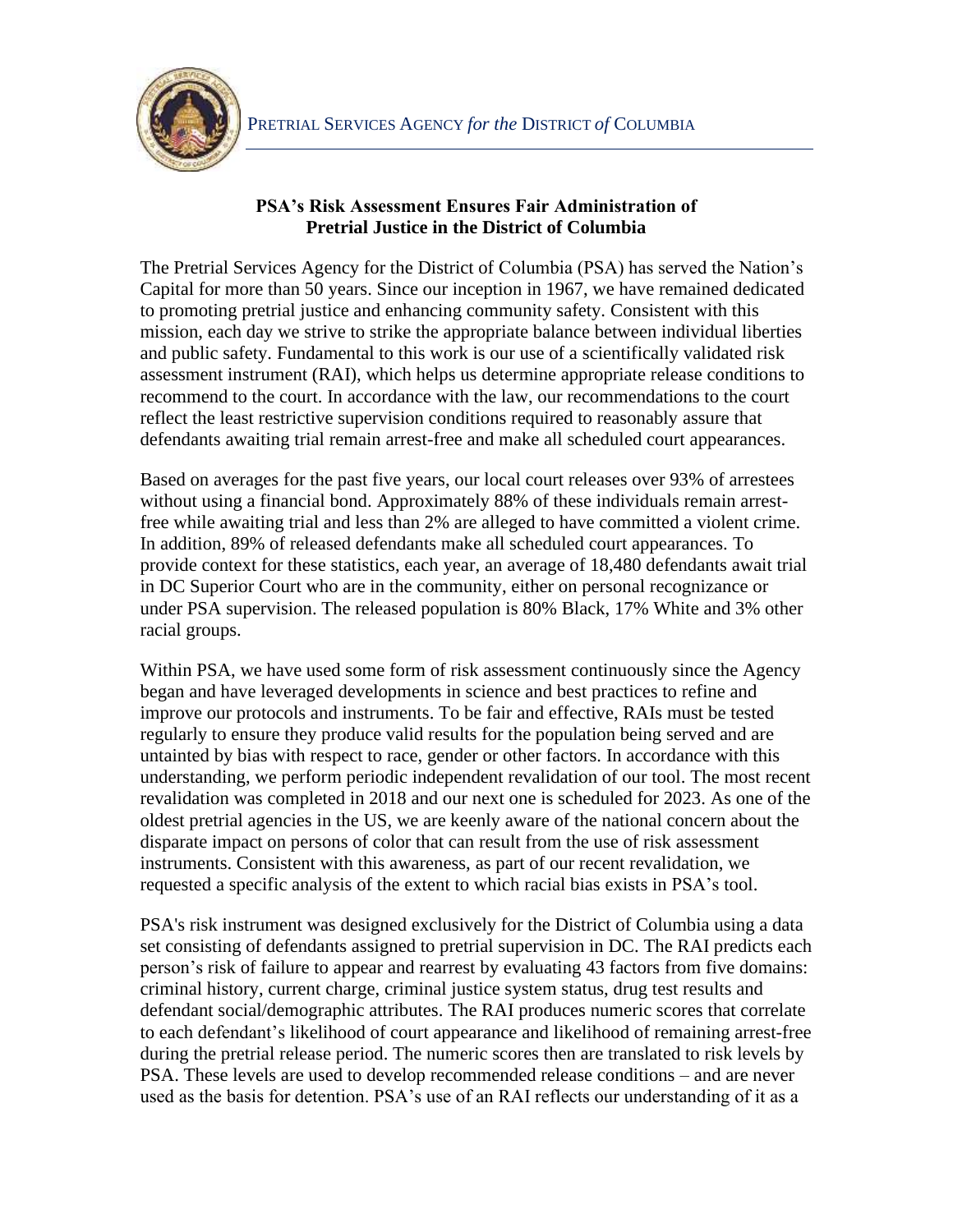PRETRIAL SERVICES AGENCY *for the* DISTRICT *of* COLUMBIA

## PSA's Risk Assessment Ensures Fair Administration of Pretrial Justice in the District of Columbia

The Pretrial Services Agency for the District of Columbia (PSA) has served the Nation's Capital for more than 50 years. Since our inception in 1967, we have remained dedicated to promoting pretrial justice and enhancing community safety. Consistent with this mission, each day we strive to strike the appropriate balance between individual liberties and public safety. Fundamental to this work is our use of a scientifically validated risk assessment instrument (RAI), which helps us determine appropriate release conditions to recommend to the court. In accordance with the law, our recommendations to the court reflect the least restrictive supervision conditions required to reasonably assure that defendants awaiting trial remain arrest-free and make all scheduled court appearances.

Based on averages for the past five years, our local court releases over 93% of arrestees without using a financial bond. Approximately 88% of these individuals remain arrest-free while awaiting trial and less than 2% are alleged to have committed a violent crime. In addition, 89% of released defendants make all scheduled court appearances. To provide context for these statistics, each year, an average of 18,480 defendants await trial in DC Superior Court who are in the community, either on personal recognizance or under PSA supervision. The released population is 80% Black, 17% White and 3% other racial groups.

Within PSA, we have used some form of risk assessment continuously since the Agency began and have leveraged developments in science and best practices to refine and improve our protocols and instruments. To be fair and effective, RAIs must be tested regularly to ensure they produce valid results for the population being served and are untainted by bias with respect to race, gender or other factors. In accordance with this understanding, we perform periodic independent revalidation of our tool. The most recent revalidation was completed in 2018 and our next one is scheduled for 2023. As one of the oldest pretrial agencies in the US, we are keenly aware of the national concern about the disparate impact on persons of color that can result from the use of risk assessment instruments. Consistent with this awareness, as part of our recent revalidation, we requested a specific analysis of the extent to which racial bias exists in PSA's tool.

PSA's risk instrument was designed exclusively for the District of Columbia using a data set consisting of defendants assigned to pretrial supervision in DC. The RAI predicts each person's risk of failure to appear and rearrest by evaluating 43 factors from five domains: criminal history, current charge, criminal justice system status, drug test results and defendant social/demographic attributes. The RAI produces numeric scores that correlate to each defendant's likelihood of court appearance and likelihood of remaining arrest-free during the pretrial release period. The numeric scores then are translated to risk levels by PSA. These levels are used to develop recommended release conditions – and are never used as the basis for detention. PSA's use of an RAI reflects our understanding of it as a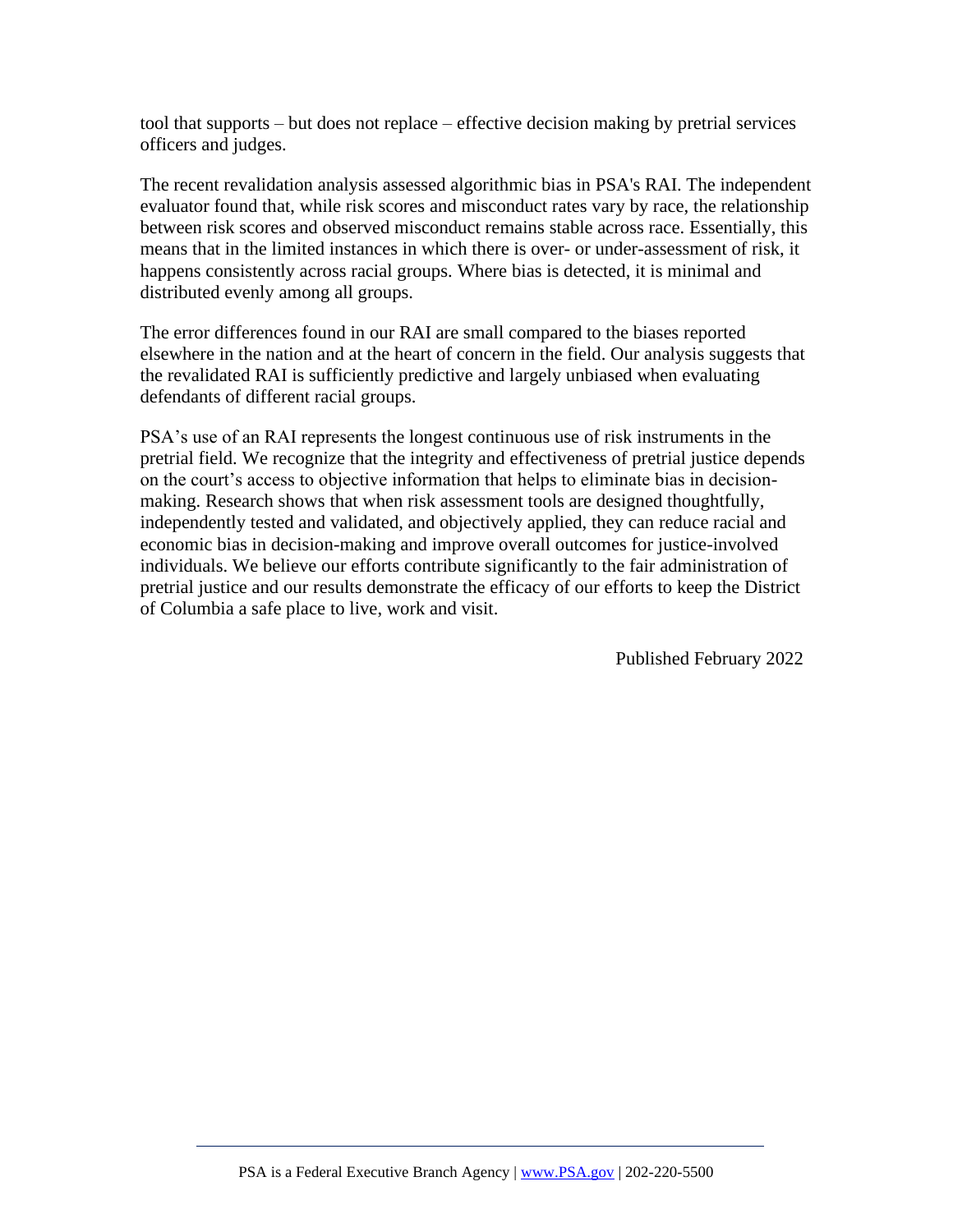tool that supports – but does not replace – effective decision making by pretrial services officers and judges.

The recent revalidation analysis assessed algorithmic bias in PSA's RAI. The independent evaluator found that, while risk scores and misconduct rates vary by race, the relationship between risk scores and observed misconduct remains stable across race. Essentially, this means that in the limited instances in which there is over- or under-assessment of risk, it happens consistently across racial groups. Where bias is detected, it is minimal and distributed evenly among all groups.

The error differences found in our RAI are small compared to the biases reported elsewhere in the nation and at the heart of concern in the field. Our analysis suggests that the revalidated RAI is sufficiently predictive and largely unbiased when evaluating defendants of different racial groups.

PSA's use of an RAI represents the longest continuous use of risk instruments in the pretrial field. We recognize that the integrity and effectiveness of pretrial justice depends on the court's access to objective information that helps to eliminate bias in decision-making. Research shows that when risk assessment tools are designed thoughtfully, independently tested and validated, and objectively applied, they can reduce racial and economic bias in decision-making and improve overall outcomes for justice-involved individuals. We believe our efforts contribute significantly to the fair administration of pretrial justice and our results demonstrate the efficacy of our efforts to keep the District of Columbia a safe place to live, work and visit.

Published February 2022

PSA is a Federal Executive Branch Agency | www.PSA.gov | 202-220-5500